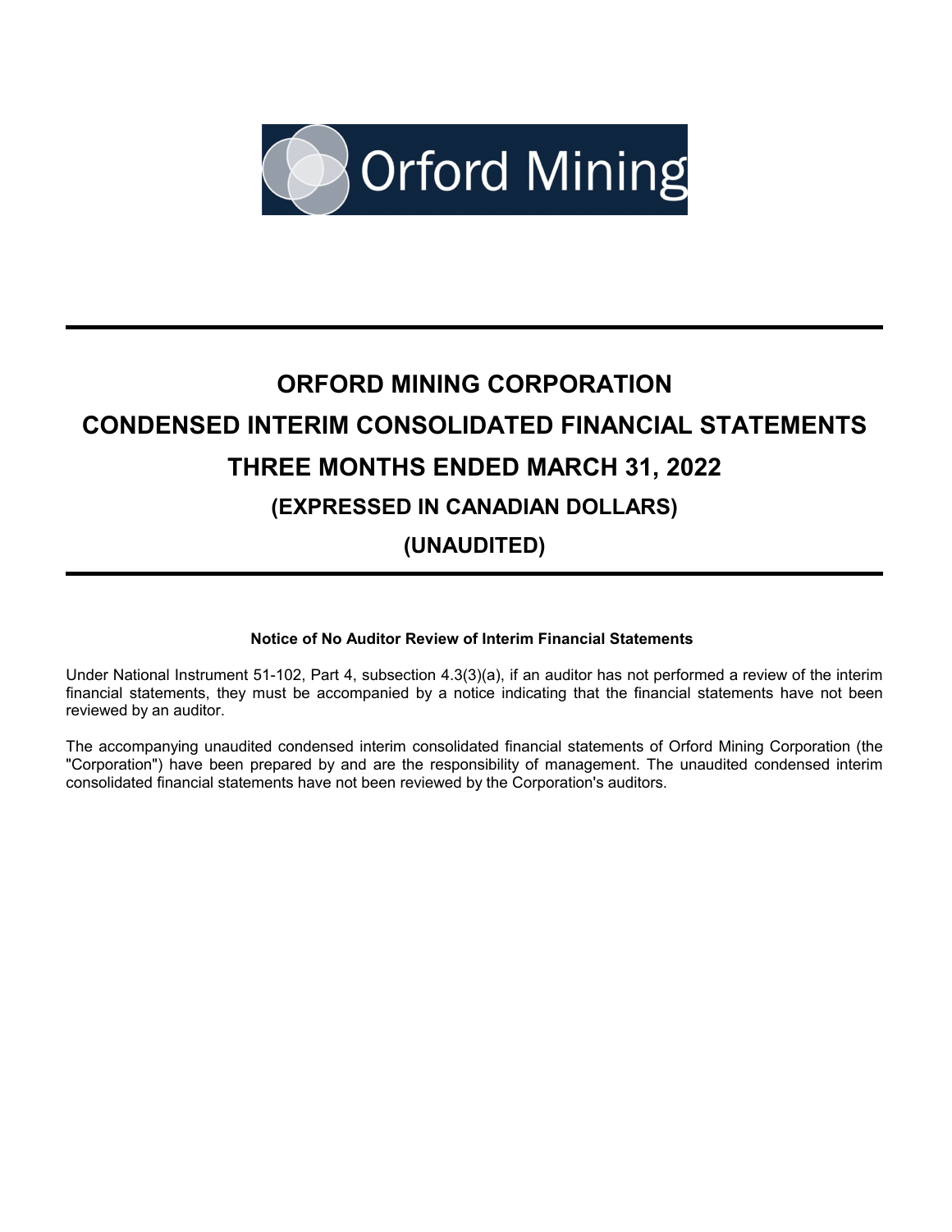# ORFORD MINING CORPORATION

# CONDENSED INTERIM CONSOLIDATED FINANCIAL STATEMENTS

# THREE MONTHS ENDED MARCH 31, 2022

## (EXPRESSED IN CANADIAN DOLLARS)

## (UNAUDITED)

**Notice of No Auditor Review of Interim Financial Statements**

Under National Instrument 51-102, Part 4, subsection 4.3(3)(a), if an auditor has not performed a review of the interim financial statements, they must be accompanied by a notice indicating that the financial statements have not been reviewed by an auditor.

The accompanying unaudited condensed interim consolidated financial statements of Orford Mining Corporation (the "Corporation") have been prepared by and are the responsibility of management. The unaudited condensed interim consolidated financial statements have not been reviewed by the Corporation's auditors.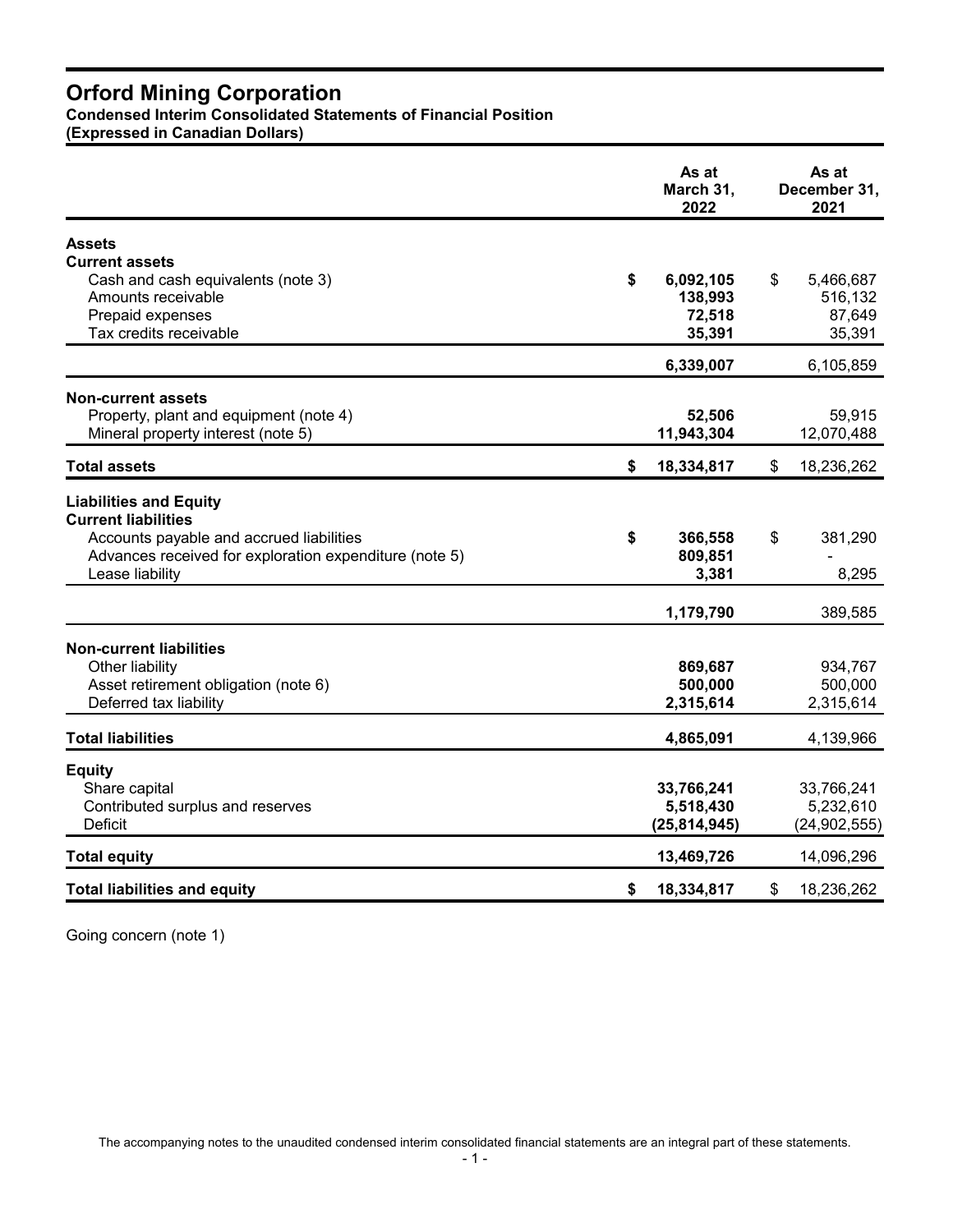# Orford Mining Corporation

**Condensed Interim Consolidated Statements of Financial Position**
**(Expressed in Canadian Dollars)**

| | As at March 31, 2022 | As at December 31, 2021 |
|---|---|---|
| **Assets** | | |
| **Current assets** | | |
| Cash and cash equivalents (note 3) | **$ 6,092,105** | $ 5,466,687 |
| Amounts receivable | **138,993** | 516,132 |
| Prepaid expenses | **72,518** | 87,649 |
| Tax credits receivable | **35,391** | 35,391 |
| | **6,339,007** | 6,105,859 |
| **Non-current assets** | | |
| Property, plant and equipment (note 4) | **52,506** | 59,915 |
| Mineral property interest (note 5) | **11,943,304** | 12,070,488 |
| **Total assets** | **$ 18,334,817** | $ 18,236,262 |
| **Liabilities and Equity** | | |
| **Current liabilities** | | |
| Accounts payable and accrued liabilities | **$ 366,558** | $ 381,290 |
| Advances received for exploration expenditure (note 5) | **809,851** | - |
| Lease liability | **3,381** | 8,295 |
| | **1,179,790** | 389,585 |
| **Non-current liabilities** | | |
| Other liability | **869,687** | 934,767 |
| Asset retirement obligation (note 6) | **500,000** | 500,000 |
| Deferred tax liability | **2,315,614** | 2,315,614 |
| **Total liabilities** | **4,865,091** | 4,139,966 |
| **Equity** | | |
| Share capital | **33,766,241** | 33,766,241 |
| Contributed surplus and reserves | **5,518,430** | 5,232,610 |
| Deficit | **(25,814,945)** | (24,902,555) |
| **Total equity** | **13,469,726** | 14,096,296 |
| **Total liabilities and equity** | **$ 18,334,817** | $ 18,236,262 |

Going concern (note 1)

The accompanying notes to the unaudited condensed interim consolidated financial statements are an integral part of these statements.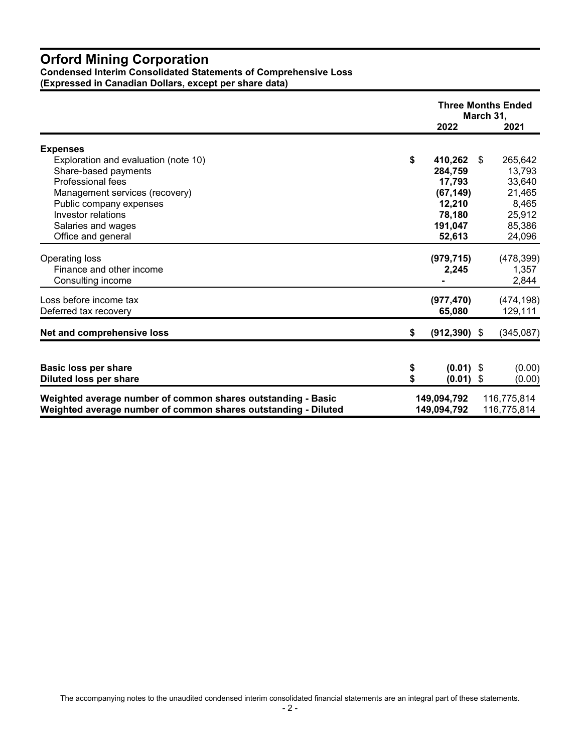# Orford Mining Corporation

**Condensed Interim Consolidated Statements of Comprehensive Loss**
**(Expressed in Canadian Dollars, except per share data)**

| | Three Months Ended March 31, 2022 | Three Months Ended March 31, 2021 |
|---|---|---|
| **Expenses** | | |
| Exploration and evaluation (note 10) | **$ 410,262** | $ 265,642 |
| Share-based payments | **284,759** | 13,793 |
| Professional fees | **17,793** | 33,640 |
| Management services (recovery) | **(67,149)** | 21,465 |
| Public company expenses | **12,210** | 8,465 |
| Investor relations | **78,180** | 25,912 |
| Salaries and wages | **191,047** | 85,386 |
| Office and general | **52,613** | 24,096 |
| Operating loss | **(979,715)** | (478,399) |
| Finance and other income | **2,245** | 1,357 |
| Consulting income | **-** | 2,844 |
| Loss before income tax | **(977,470)** | (474,198) |
| Deferred tax recovery | **65,080** | 129,111 |
| **Net and comprehensive loss** | **$ (912,390)** | $ (345,087) |
| **Basic loss per share** | **$ (0.01)** | $ (0.00) |
| **Diluted loss per share** | **$ (0.01)** | $ (0.00) |
| **Weighted average number of common shares outstanding - Basic** | **149,094,792** | 116,775,814 |
| **Weighted average number of common shares outstanding - Diluted** | **149,094,792** | 116,775,814 |

The accompanying notes to the unaudited condensed interim consolidated financial statements are an integral part of these statements.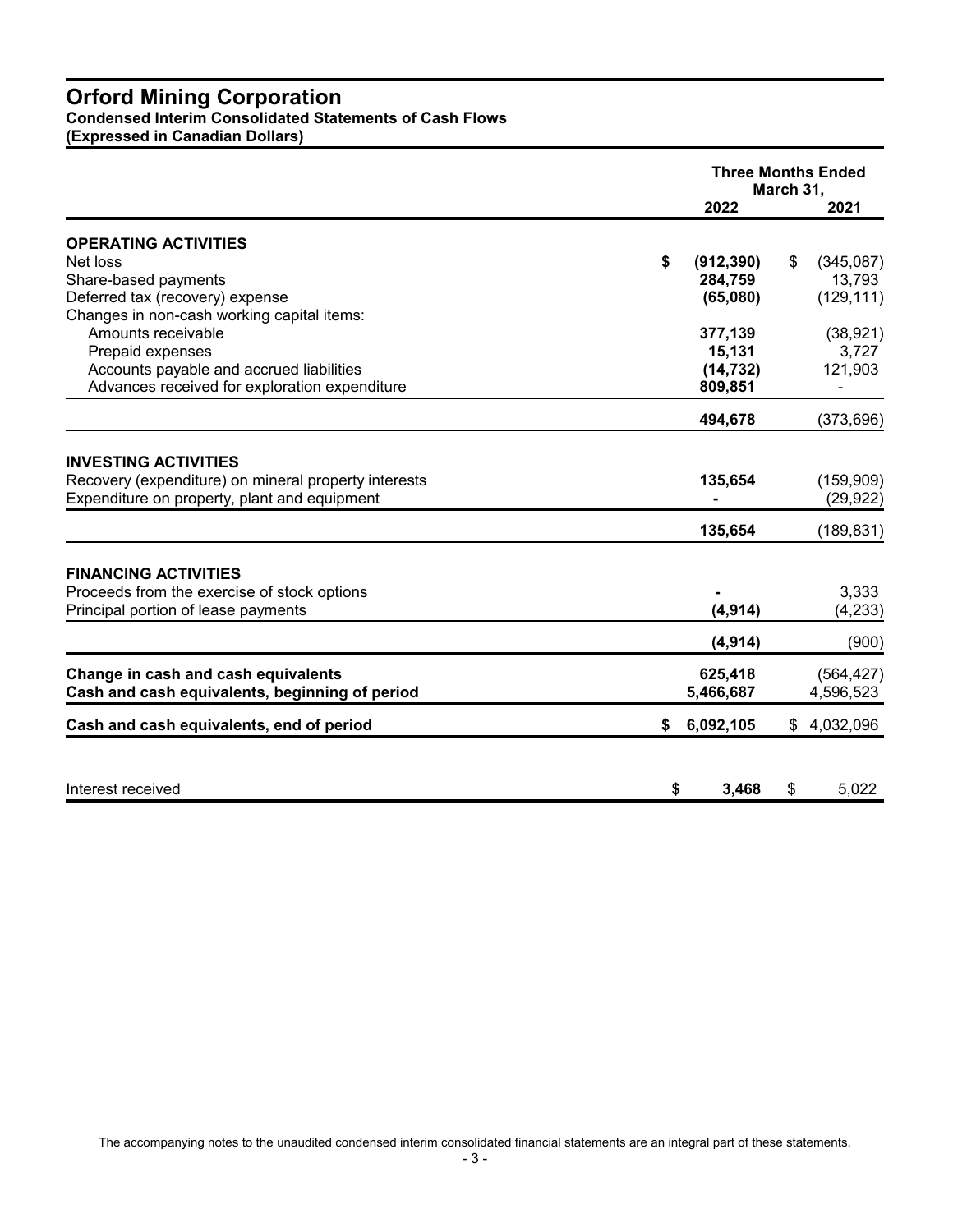# Orford Mining Corporation

**Condensed Interim Consolidated Statements of Cash Flows**
**(Expressed in Canadian Dollars)**

| | Three Months Ended March 31, | |
|---|---|---|
| | **2022** | **2021** |
| **OPERATING ACTIVITIES** | | |
| Net loss | **$ (912,390)** | $ (345,087) |
| Share-based payments | **284,759** | 13,793 |
| Deferred tax (recovery) expense | **(65,080)** | (129,111) |
| Changes in non-cash working capital items: | | |
| Amounts receivable | **377,139** | (38,921) |
| Prepaid expenses | **15,131** | 3,727 |
| Accounts payable and accrued liabilities | **(14,732)** | 121,903 |
| Advances received for exploration expenditure | **809,851** | - |
| | **494,678** | (373,696) |
| **INVESTING ACTIVITIES** | | |
| Recovery (expenditure) on mineral property interests | **135,654** | (159,909) |
| Expenditure on property, plant and equipment | **-** | (29,922) |
| | **135,654** | (189,831) |
| **FINANCING ACTIVITIES** | | |
| Proceeds from the exercise of stock options | **-** | 3,333 |
| Principal portion of lease payments | **(4,914)** | (4,233) |
| | **(4,914)** | (900) |
| **Change in cash and cash equivalents** | **625,418** | (564,427) |
| **Cash and cash equivalents, beginning of period** | **5,466,687** | 4,596,523 |
| **Cash and cash equivalents, end of period** | **$ 6,092,105** | $ 4,032,096 |
| Interest received | **$ 3,468** | $ 5,022 |

The accompanying notes to the unaudited condensed interim consolidated financial statements are an integral part of these statements.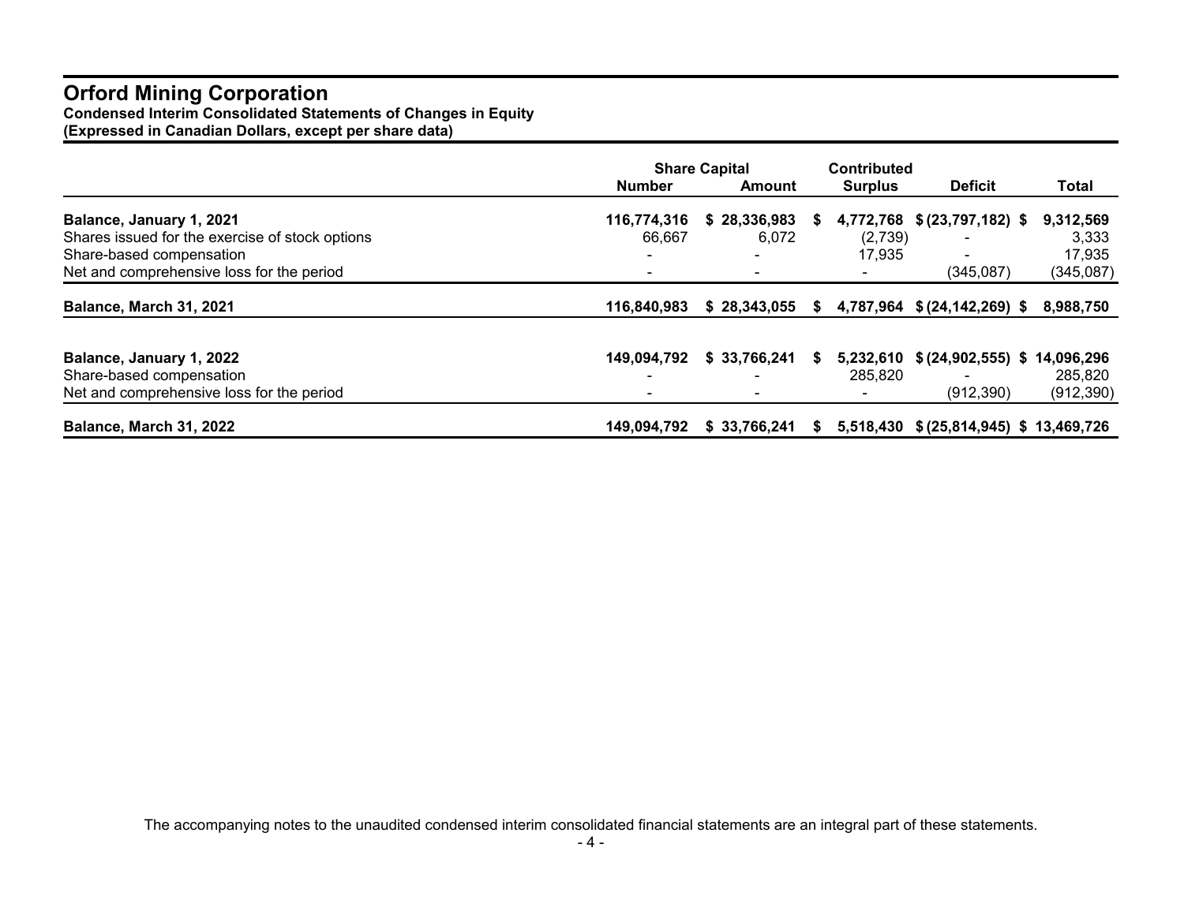# Orford Mining Corporation

**Condensed Interim Consolidated Statements of Changes in Equity**
**(Expressed in Canadian Dollars, except per share data)**

| | Share Capital | | Contributed | | |
|---|---|---|---|---|---|
| | Number | Amount | Surplus | Deficit | Total |
| **Balance, January 1, 2021** | **116,774,316** | **$ 28,336,983** | **$ 4,772,768** | **$ (23,797,182)** | **$ 9,312,569** |
| Shares issued for the exercise of stock options | 66,667 | 6,072 | (2,739) | - | 3,333 |
| Share-based compensation | - | - | 17,935 | - | 17,935 |
| Net and comprehensive loss for the period | - | - | - | (345,087) | (345,087) |
| **Balance, March 31, 2021** | **116,840,983** | **$ 28,343,055** | **$ 4,787,964** | **$ (24,142,269)** | **$ 8,988,750** |
| | | | | | |
| **Balance, January 1, 2022** | **149,094,792** | **$ 33,766,241** | **$ 5,232,610** | **$ (24,902,555)** | **$ 14,096,296** |
| Share-based compensation | - | - | 285,820 | - | 285,820 |
| Net and comprehensive loss for the period | - | - | - | (912,390) | (912,390) |
| **Balance, March 31, 2022** | **149,094,792** | **$ 33,766,241** | **$ 5,518,430** | **$ (25,814,945)** | **$ 13,469,726** |

The accompanying notes to the unaudited condensed interim consolidated financial statements are an integral part of these statements.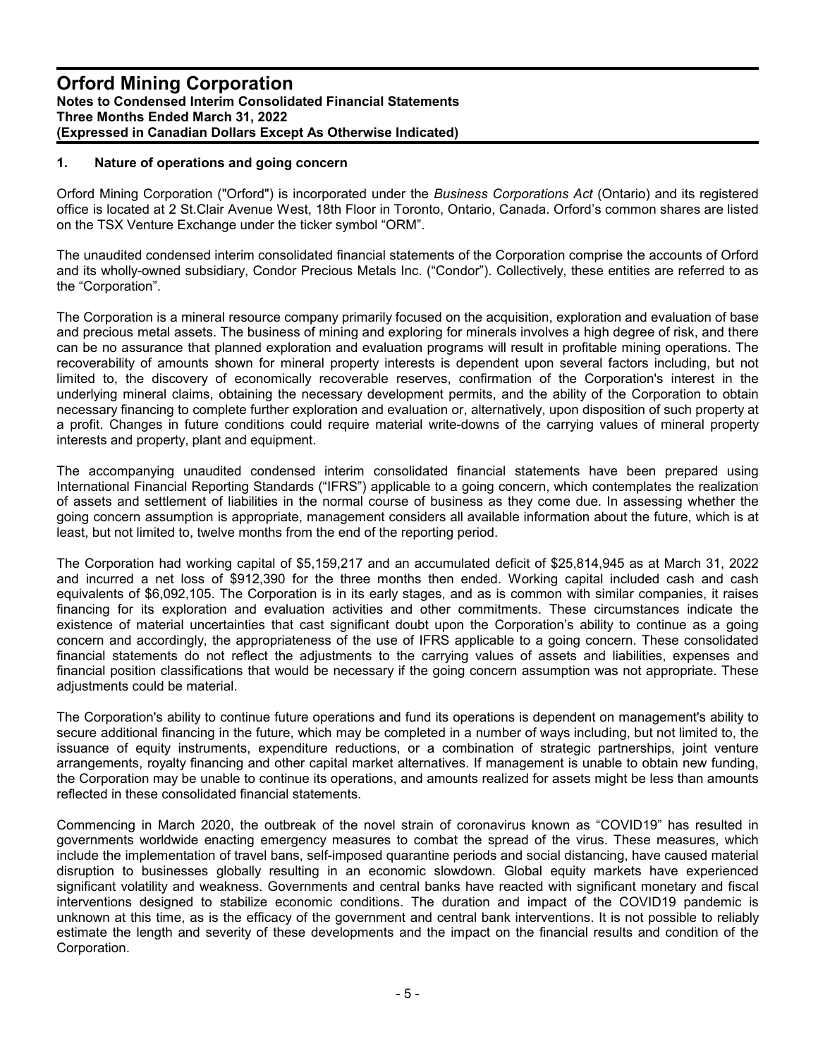# Orford Mining Corporation

**Notes to Condensed Interim Consolidated Financial Statements**
**Three Months Ended March 31, 2022**
**(Expressed in Canadian Dollars Except As Otherwise Indicated)**

## 1. Nature of operations and going concern

Orford Mining Corporation ("Orford") is incorporated under the *Business Corporations Act* (Ontario) and its registered office is located at 2 St.Clair Avenue West, 18th Floor in Toronto, Ontario, Canada. Orford's common shares are listed on the TSX Venture Exchange under the ticker symbol "ORM".

The unaudited condensed interim consolidated financial statements of the Corporation comprise the accounts of Orford and its wholly-owned subsidiary, Condor Precious Metals Inc. ("Condor"). Collectively, these entities are referred to as the "Corporation".

The Corporation is a mineral resource company primarily focused on the acquisition, exploration and evaluation of base and precious metal assets. The business of mining and exploring for minerals involves a high degree of risk, and there can be no assurance that planned exploration and evaluation programs will result in profitable mining operations. The recoverability of amounts shown for mineral property interests is dependent upon several factors including, but not limited to, the discovery of economically recoverable reserves, confirmation of the Corporation's interest in the underlying mineral claims, obtaining the necessary development permits, and the ability of the Corporation to obtain necessary financing to complete further exploration and evaluation or, alternatively, upon disposition of such property at a profit. Changes in future conditions could require material write-downs of the carrying values of mineral property interests and property, plant and equipment.

The accompanying unaudited condensed interim consolidated financial statements have been prepared using International Financial Reporting Standards ("IFRS") applicable to a going concern, which contemplates the realization of assets and settlement of liabilities in the normal course of business as they come due. In assessing whether the going concern assumption is appropriate, management considers all available information about the future, which is at least, but not limited to, twelve months from the end of the reporting period.

The Corporation had working capital of $5,159,217 and an accumulated deficit of $25,814,945 as at March 31, 2022 and incurred a net loss of $912,390 for the three months then ended. Working capital included cash and cash equivalents of $6,092,105. The Corporation is in its early stages, and as is common with similar companies, it raises financing for its exploration and evaluation activities and other commitments. These circumstances indicate the existence of material uncertainties that cast significant doubt upon the Corporation's ability to continue as a going concern and accordingly, the appropriateness of the use of IFRS applicable to a going concern. These consolidated financial statements do not reflect the adjustments to the carrying values of assets and liabilities, expenses and financial position classifications that would be necessary if the going concern assumption was not appropriate. These adjustments could be material.

The Corporation's ability to continue future operations and fund its operations is dependent on management's ability to secure additional financing in the future, which may be completed in a number of ways including, but not limited to, the issuance of equity instruments, expenditure reductions, or a combination of strategic partnerships, joint venture arrangements, royalty financing and other capital market alternatives. If management is unable to obtain new funding, the Corporation may be unable to continue its operations, and amounts realized for assets might be less than amounts reflected in these consolidated financial statements.

Commencing in March 2020, the outbreak of the novel strain of coronavirus known as "COVID19" has resulted in governments worldwide enacting emergency measures to combat the spread of the virus. These measures, which include the implementation of travel bans, self-imposed quarantine periods and social distancing, have caused material disruption to businesses globally resulting in an economic slowdown. Global equity markets have experienced significant volatility and weakness. Governments and central banks have reacted with significant monetary and fiscal interventions designed to stabilize economic conditions. The duration and impact of the COVID19 pandemic is unknown at this time, as is the efficacy of the government and central bank interventions. It is not possible to reliably estimate the length and severity of these developments and the impact on the financial results and condition of the Corporation.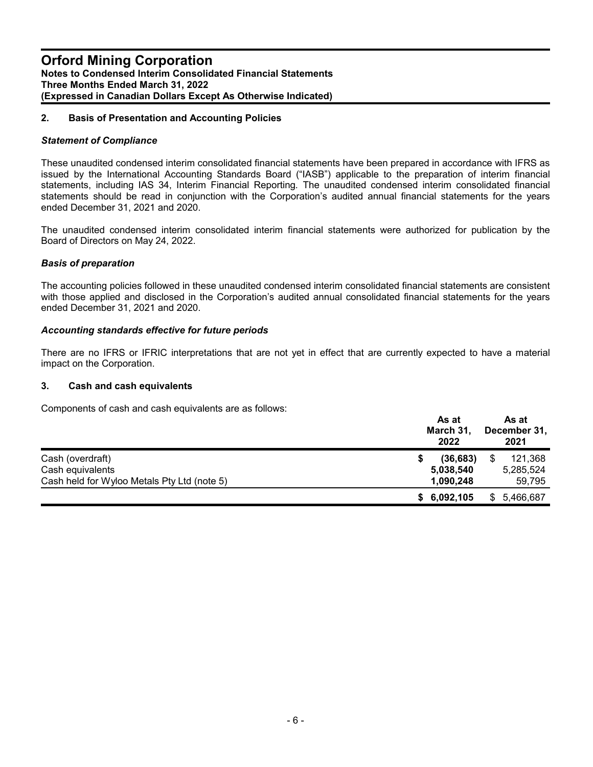## 2. Basis of Presentation and Accounting Policies

### *Statement of Compliance*

These unaudited condensed interim consolidated financial statements have been prepared in accordance with IFRS as issued by the International Accounting Standards Board ("IASB") applicable to the preparation of interim financial statements, including IAS 34, Interim Financial Reporting. The unaudited condensed interim consolidated financial statements should be read in conjunction with the Corporation's audited annual financial statements for the years ended December 31, 2021 and 2020.

The unaudited condensed interim consolidated interim financial statements were authorized for publication by the Board of Directors on May 24, 2022.

### *Basis of preparation*

The accounting policies followed in these unaudited condensed interim consolidated financial statements are consistent with those applied and disclosed in the Corporation's audited annual consolidated financial statements for the years ended December 31, 2021 and 2020.

### *Accounting standards effective for future periods*

There are no IFRS or IFRIC interpretations that are not yet in effect that are currently expected to have a material impact on the Corporation.

## 3. Cash and cash equivalents

Components of cash and cash equivalents are as follows:

| | As at March 31, 2022 | As at December 31, 2021 |
|---|---|---|
| Cash (overdraft) | **$ (36,683)** | $ 121,368 |
| Cash equivalents | **5,038,540** | 5,285,524 |
| Cash held for Wyloo Metals Pty Ltd (note 5) | **1,090,248** | 59,795 |
| | **$ 6,092,105** | $ 5,466,687 |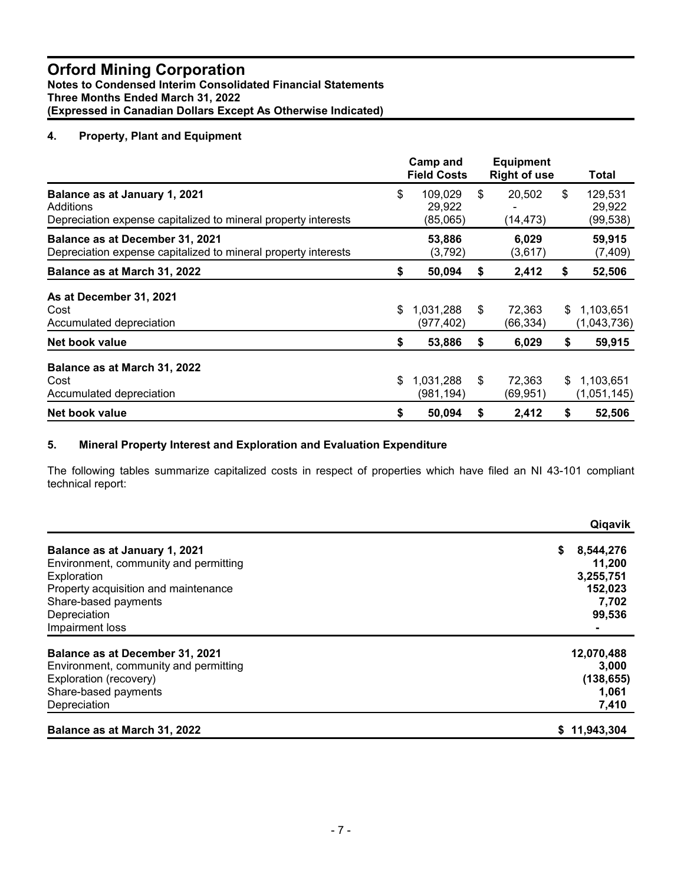# Orford Mining Corporation

**Notes to Condensed Interim Consolidated Financial Statements**
**Three Months Ended March 31, 2022**
**(Expressed in Canadian Dollars Except As Otherwise Indicated)**

## 4. Property, Plant and Equipment

| | Camp and Field Costs | Equipment Right of use | Total |
|---|---|---|---|
| **Balance as at January 1, 2021** | $ 109,029 | $ 20,502 | $ 129,531 |
| Additions | 29,922 | - | 29,922 |
| Depreciation expense capitalized to mineral property interests | (85,065) | (14,473) | (99,538) |
| **Balance as at December 31, 2021** | **53,886** | **6,029** | **59,915** |
| Depreciation expense capitalized to mineral property interests | (3,792) | (3,617) | (7,409) |
| **Balance as at March 31, 2022** | **$ 50,094** | **$ 2,412** | **$ 52,506** |
| **As at December 31, 2021** | | | |
| Cost | $ 1,031,288 | $ 72,363 | $ 1,103,651 |
| Accumulated depreciation | (977,402) | (66,334) | (1,043,736) |
| **Net book value** | **$ 53,886** | **$ 6,029** | **$ 59,915** |
| **Balance as at March 31, 2022** | | | |
| Cost | $ 1,031,288 | $ 72,363 | $ 1,103,651 |
| Accumulated depreciation | (981,194) | (69,951) | (1,051,145) |
| **Net book value** | **$ 50,094** | **$ 2,412** | **$ 52,506** |

## 5. Mineral Property Interest and Exploration and Evaluation Expenditure

The following tables summarize capitalized costs in respect of properties which have filed an NI 43-101 compliant technical report:

| | Qiqavik |
|---|---|
| **Balance as at January 1, 2021** | **$ 8,544,276** |
| Environment, community and permitting | **11,200** |
| Exploration | **3,255,751** |
| Property acquisition and maintenance | **152,023** |
| Share-based payments | **7,702** |
| Depreciation | **99,536** |
| Impairment loss | **-** |
| **Balance as at December 31, 2021** | **12,070,488** |
| Environment, community and permitting | **3,000** |
| Exploration (recovery) | **(138,655)** |
| Share-based payments | **1,061** |
| Depreciation | **7,410** |
| **Balance as at March 31, 2022** | **$ 11,943,304** |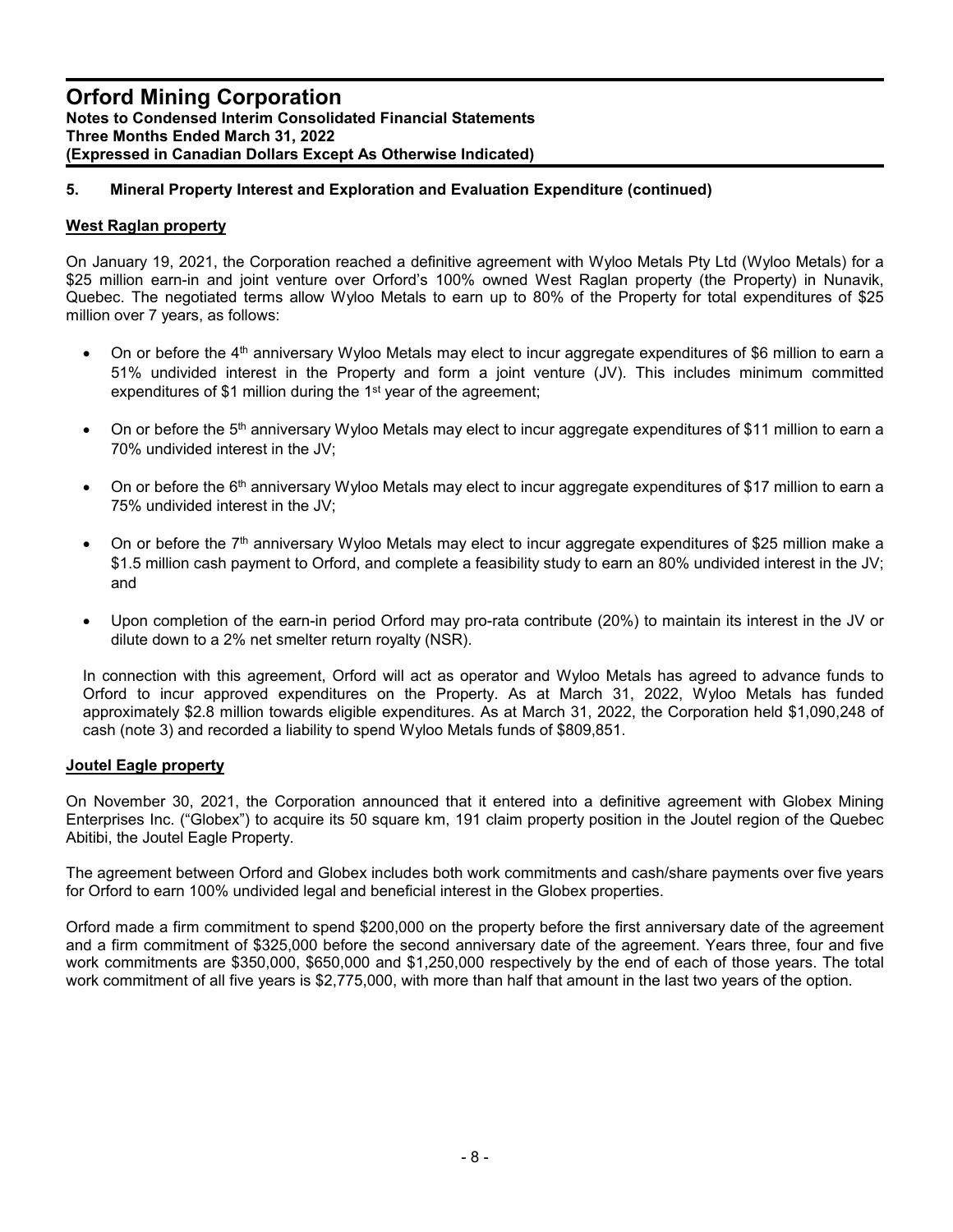## 5. Mineral Property Interest and Exploration and Evaluation Expenditure (continued)

### West Raglan property

On January 19, 2021, the Corporation reached a definitive agreement with Wyloo Metals Pty Ltd (Wyloo Metals) for a $25 million earn-in and joint venture over Orford's 100% owned West Raglan property (the Property) in Nunavik, Quebec. The negotiated terms allow Wyloo Metals to earn up to 80% of the Property for total expenditures of $25 million over 7 years, as follows:

- On or before the 4th anniversary Wyloo Metals may elect to incur aggregate expenditures of $6 million to earn a 51% undivided interest in the Property and form a joint venture (JV). This includes minimum committed expenditures of $1 million during the 1st year of the agreement;
- On or before the 5th anniversary Wyloo Metals may elect to incur aggregate expenditures of $11 million to earn a 70% undivided interest in the JV;
- On or before the 6th anniversary Wyloo Metals may elect to incur aggregate expenditures of $17 million to earn a 75% undivided interest in the JV;
- On or before the 7th anniversary Wyloo Metals may elect to incur aggregate expenditures of $25 million make a $1.5 million cash payment to Orford, and complete a feasibility study to earn an 80% undivided interest in the JV; and
- Upon completion of the earn-in period Orford may pro-rata contribute (20%) to maintain its interest in the JV or dilute down to a 2% net smelter return royalty (NSR).

In connection with this agreement, Orford will act as operator and Wyloo Metals has agreed to advance funds to Orford to incur approved expenditures on the Property. As at March 31, 2022, Wyloo Metals has funded approximately $2.8 million towards eligible expenditures. As at March 31, 2022, the Corporation held $1,090,248 of cash (note 3) and recorded a liability to spend Wyloo Metals funds of $809,851.

### Joutel Eagle property

On November 30, 2021, the Corporation announced that it entered into a definitive agreement with Globex Mining Enterprises Inc. ("Globex") to acquire its 50 square km, 191 claim property position in the Joutel region of the Quebec Abitibi, the Joutel Eagle Property.

The agreement between Orford and Globex includes both work commitments and cash/share payments over five years for Orford to earn 100% undivided legal and beneficial interest in the Globex properties.

Orford made a firm commitment to spend $200,000 on the property before the first anniversary date of the agreement and a firm commitment of $325,000 before the second anniversary date of the agreement. Years three, four and five work commitments are $350,000, $650,000 and $1,250,000 respectively by the end of each of those years. The total work commitment of all five years is $2,775,000, with more than half that amount in the last two years of the option.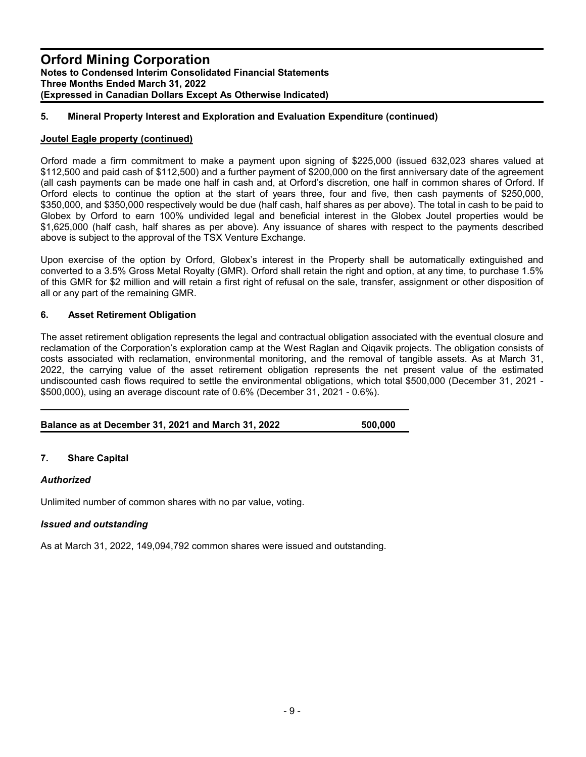## 5. Mineral Property Interest and Exploration and Evaluation Expenditure (continued)

### Joutel Eagle property (continued)

Orford made a firm commitment to make a payment upon signing of $225,000 (issued 632,023 shares valued at $112,500 and paid cash of $112,500) and a further payment of $200,000 on the first anniversary date of the agreement (all cash payments can be made one half in cash and, at Orford's discretion, one half in common shares of Orford. If Orford elects to continue the option at the start of years three, four and five, then cash payments of $250,000, $350,000, and $350,000 respectively would be due (half cash, half shares as per above). The total in cash to be paid to Globex by Orford to earn 100% undivided legal and beneficial interest in the Globex Joutel properties would be $1,625,000 (half cash, half shares as per above). Any issuance of shares with respect to the payments described above is subject to the approval of the TSX Venture Exchange.

Upon exercise of the option by Orford, Globex's interest in the Property shall be automatically extinguished and converted to a 3.5% Gross Metal Royalty (GMR). Orford shall retain the right and option, at any time, to purchase 1.5% of this GMR for $2 million and will retain a first right of refusal on the sale, transfer, assignment or other disposition of all or any part of the remaining GMR.

## 6. Asset Retirement Obligation

The asset retirement obligation represents the legal and contractual obligation associated with the eventual closure and reclamation of the Corporation's exploration camp at the West Raglan and Qiqavik projects. The obligation consists of costs associated with reclamation, environmental monitoring, and the removal of tangible assets. As at March 31, 2022, the carrying value of the asset retirement obligation represents the net present value of the estimated undiscounted cash flows required to settle the environmental obligations, which total $500,000 (December 31, 2021 - $500,000), using an average discount rate of 0.6% (December 31, 2021 - 0.6%).

| | |
|---|---|
| **Balance as at December 31, 2021 and March 31, 2022** | **500,000** |

## 7. Share Capital

### *Authorized*

Unlimited number of common shares with no par value, voting.

### *Issued and outstanding*

As at March 31, 2022, 149,094,792 common shares were issued and outstanding.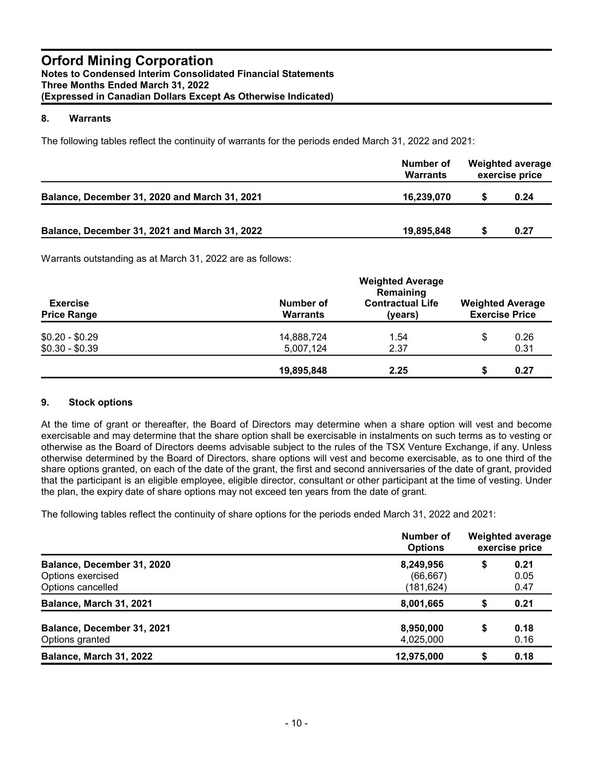# Orford Mining Corporation

**Notes to Condensed Interim Consolidated Financial Statements**
**Three Months Ended March 31, 2022**
**(Expressed in Canadian Dollars Except As Otherwise Indicated)**

## 8. Warrants

The following tables reflect the continuity of warrants for the periods ended March 31, 2022 and 2021:

| | Number of Warrants | Weighted average exercise price | |
|---|---|---|---|
| **Balance, December 31, 2020 and March 31, 2021** | **16,239,070** | **$** | **0.24** |
| **Balance, December 31, 2021 and March 31, 2022** | **19,895,848** | **$** | **0.27** |

Warrants outstanding as at March 31, 2022 are as follows:

| Exercise Price Range | Number of Warrants | Weighted Average Remaining Contractual Life (years) | Weighted Average Exercise Price | |
|---|---|---|---|---|
| $0.20 - $0.29 | 14,888,724 | 1.54 | $ | 0.26 |
| $0.30 - $0.39 | 5,007,124 | 2.37 | | 0.31 |
| | **19,895,848** | **2.25** | **$** | **0.27** |

## 9. Stock options

At the time of grant or thereafter, the Board of Directors may determine when a share option will vest and become exercisable and may determine that the share option shall be exercisable in instalments on such terms as to vesting or otherwise as the Board of Directors deems advisable subject to the rules of the TSX Venture Exchange, if any. Unless otherwise determined by the Board of Directors, share options will vest and become exercisable, as to one third of the share options granted, on each of the date of the grant, the first and second anniversaries of the date of grant, provided that the participant is an eligible employee, eligible director, consultant or other participant at the time of vesting. Under the plan, the expiry date of share options may not exceed ten years from the date of grant.

The following tables reflect the continuity of share options for the periods ended March 31, 2022 and 2021:

| | Number of Options | Weighted average exercise price | |
|---|---|---|---|
| **Balance, December 31, 2020** | **8,249,956** | **$** | **0.21** |
| Options exercised | (66,667) | | 0.05 |
| Options cancelled | (181,624) | | 0.47 |
| **Balance, March 31, 2021** | **8,001,665** | **$** | **0.21** |
| **Balance, December 31, 2021** | **8,950,000** | **$** | **0.18** |
| Options granted | 4,025,000 | | 0.16 |
| **Balance, March 31, 2022** | **12,975,000** | **$** | **0.18** |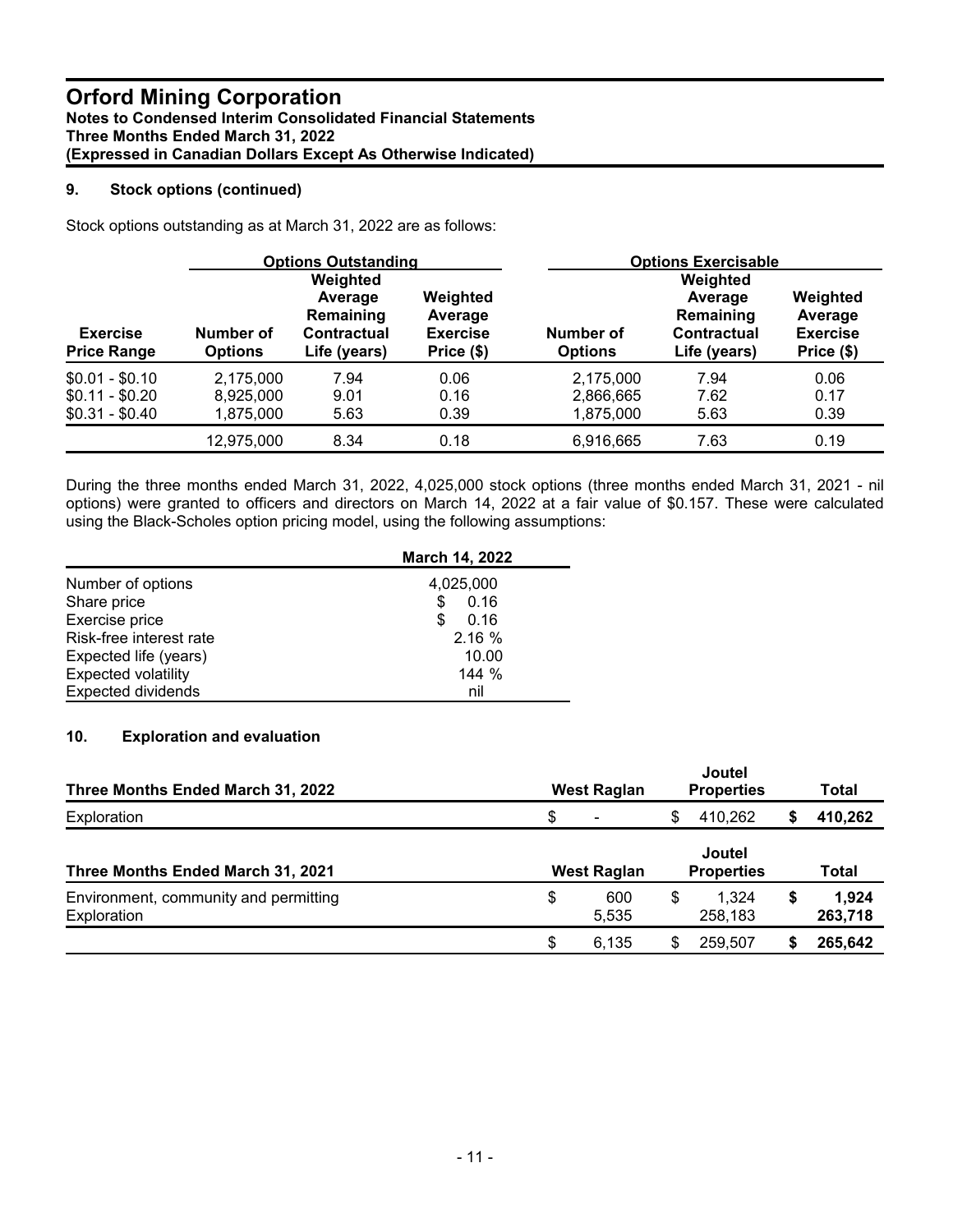## 9. Stock options (continued)

Stock options outstanding as at March 31, 2022 are as follows:

| | Options Outstanding | | | Options Exercisable | | |
|---|---|---|---|---|---|---|
| Exercise Price Range | Number of Options | Weighted Average Remaining Contractual Life (years) | Weighted Average Exercise Price ($) | Number of Options | Weighted Average Remaining Contractual Life (years) | Weighted Average Exercise Price ($) |
| $0.01 - $0.10 | 2,175,000 | 7.94 | 0.06 | 2,175,000 | 7.94 | 0.06 |
| $0.11 - $0.20 | 8,925,000 | 9.01 | 0.16 | 2,866,665 | 7.62 | 0.17 |
| $0.31 - $0.40 | 1,875,000 | 5.63 | 0.39 | 1,875,000 | 5.63 | 0.39 |
| | 12,975,000 | 8.34 | 0.18 | 6,916,665 | 7.63 | 0.19 |

During the three months ended March 31, 2022, 4,025,000 stock options (three months ended March 31, 2021 - nil options) were granted to officers and directors on March 14, 2022 at a fair value of $0.157. These were calculated using the Black-Scholes option pricing model, using the following assumptions:

| | March 14, 2022 |
|---|---|
| Number of options | 4,025,000 |
| Share price | $ 0.16 |
| Exercise price | $ 0.16 |
| Risk-free interest rate | 2.16 % |
| Expected life (years) | 10.00 |
| Expected volatility | 144 % |
| Expected dividends | nil |

## 10. Exploration and evaluation

| Three Months Ended March 31, 2022 | West Raglan | Joutel Properties | Total |
|---|---|---|---|
| Exploration | $ - | $ 410,262 | **$ 410,262** |

| Three Months Ended March 31, 2021 | West Raglan | Joutel Properties | Total |
|---|---|---|---|
| Environment, community and permitting | $ 600 | $ 1,324 | **$ 1,924** |
| Exploration | 5,535 | 258,183 | **263,718** |
| | $ 6,135 | $ 259,507 | **$ 265,642** |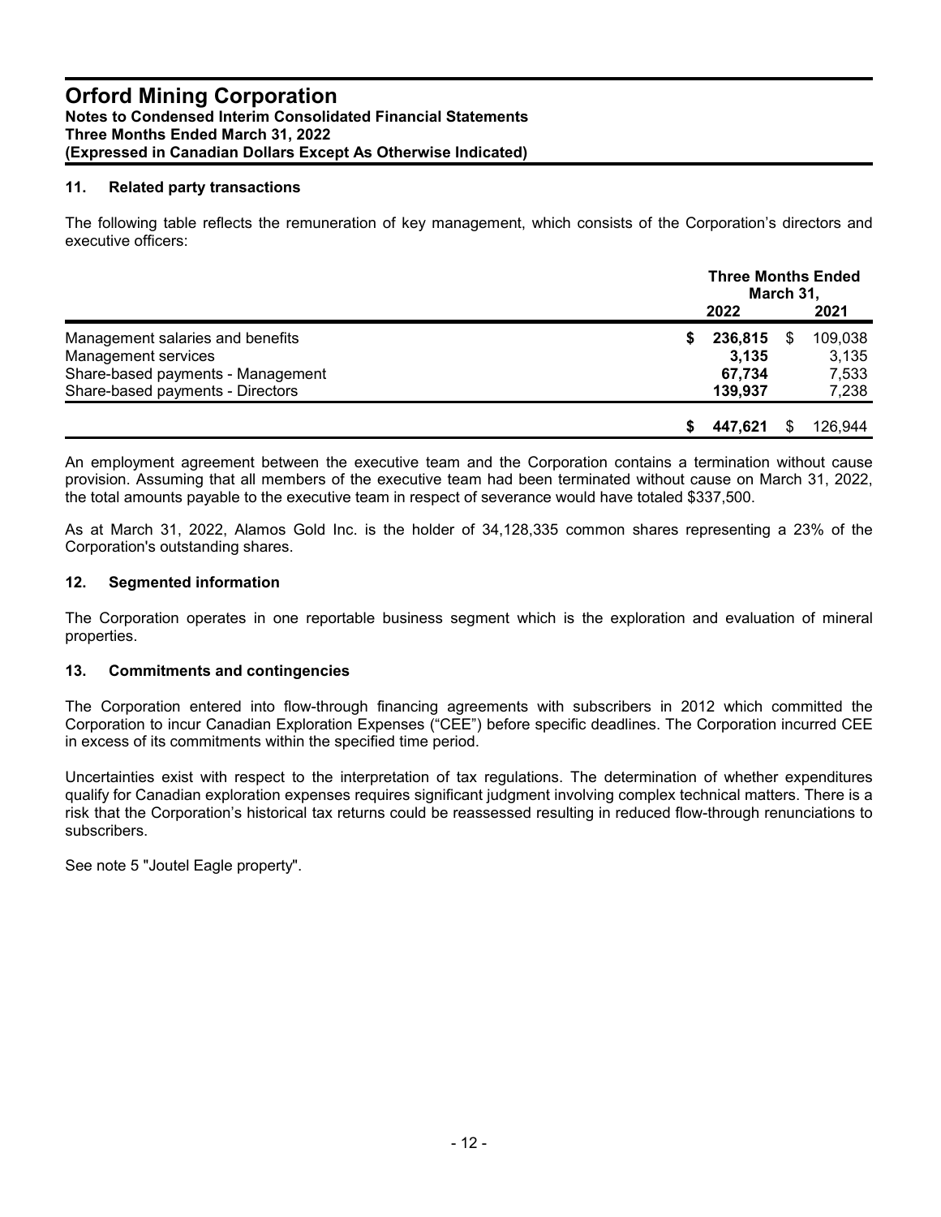## 11. Related party transactions

The following table reflects the remuneration of key management, which consists of the Corporation's directors and executive officers:

| | Three Months Ended March 31, | |
|---|---|---|
| | **2022** | 2021 |
| Management salaries and benefits | **$ 236,815** | $ 109,038 |
| Management services | **3,135** | 3,135 |
| Share-based payments - Management | **67,734** | 7,533 |
| Share-based payments - Directors | **139,937** | 7,238 |
| | **$ 447,621** | $ 126,944 |

An employment agreement between the executive team and the Corporation contains a termination without cause provision. Assuming that all members of the executive team had been terminated without cause on March 31, 2022, the total amounts payable to the executive team in respect of severance would have totaled $337,500.

As at March 31, 2022, Alamos Gold Inc. is the holder of 34,128,335 common shares representing a 23% of the Corporation's outstanding shares.

## 12. Segmented information

The Corporation operates in one reportable business segment which is the exploration and evaluation of mineral properties.

## 13. Commitments and contingencies

The Corporation entered into flow-through financing agreements with subscribers in 2012 which committed the Corporation to incur Canadian Exploration Expenses ("CEE") before specific deadlines. The Corporation incurred CEE in excess of its commitments within the specified time period.

Uncertainties exist with respect to the interpretation of tax regulations. The determination of whether expenditures qualify for Canadian exploration expenses requires significant judgment involving complex technical matters. There is a risk that the Corporation's historical tax returns could be reassessed resulting in reduced flow-through renunciations to subscribers.

See note 5 "Joutel Eagle property".